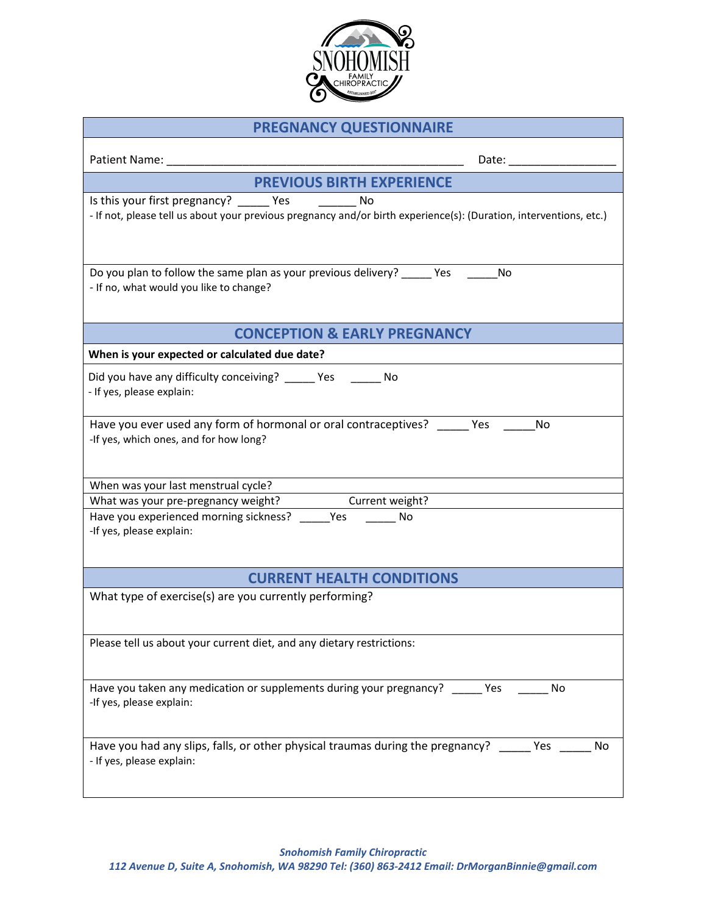# PREGNANCY QUESTIONNAIRE

Patient Name: ______________________________________________ Date: ________________

## PREVIOUS BIRTH EXPERIENCE

Is this your first pregnancy? _____ Yes ______ No

- If not, please tell us about your previous pregnancy and/or birth experience(s): (Duration, interventions, etc.)

Do you plan to follow the same plan as your previous delivery? _____ Yes _____No

- If no, what would you like to change?

## CONCEPTION & EARLY PREGNANCY

**When is your expected or calculated due date?**

Did you have any difficulty conceiving? _____ Yes _____ No

- If yes, please explain:

Have you ever used any form of hormonal or oral contraceptives? _____ Yes _____No

-If yes, which ones, and for how long?

When was your last menstrual cycle?

What was your pre-pregnancy weight? Current weight?

Have you experienced morning sickness? _____Yes _____ No

-If yes, please explain:

## CURRENT HEALTH CONDITIONS

What type of exercise(s) are you currently performing?

Please tell us about your current diet, and any dietary restrictions:

Have you taken any medication or supplements during your pregnancy? _____ Yes _____ No

-If yes, please explain:

Have you had any slips, falls, or other physical traumas during the pregnancy? _____ Yes _____ No

- If yes, please explain:

***Snohomish Family Chiropractic***

***112 Avenue D, Suite A, Snohomish, WA 98290 Tel: (360) 863-2412 Email: DrMorganBinnie@gmail.com***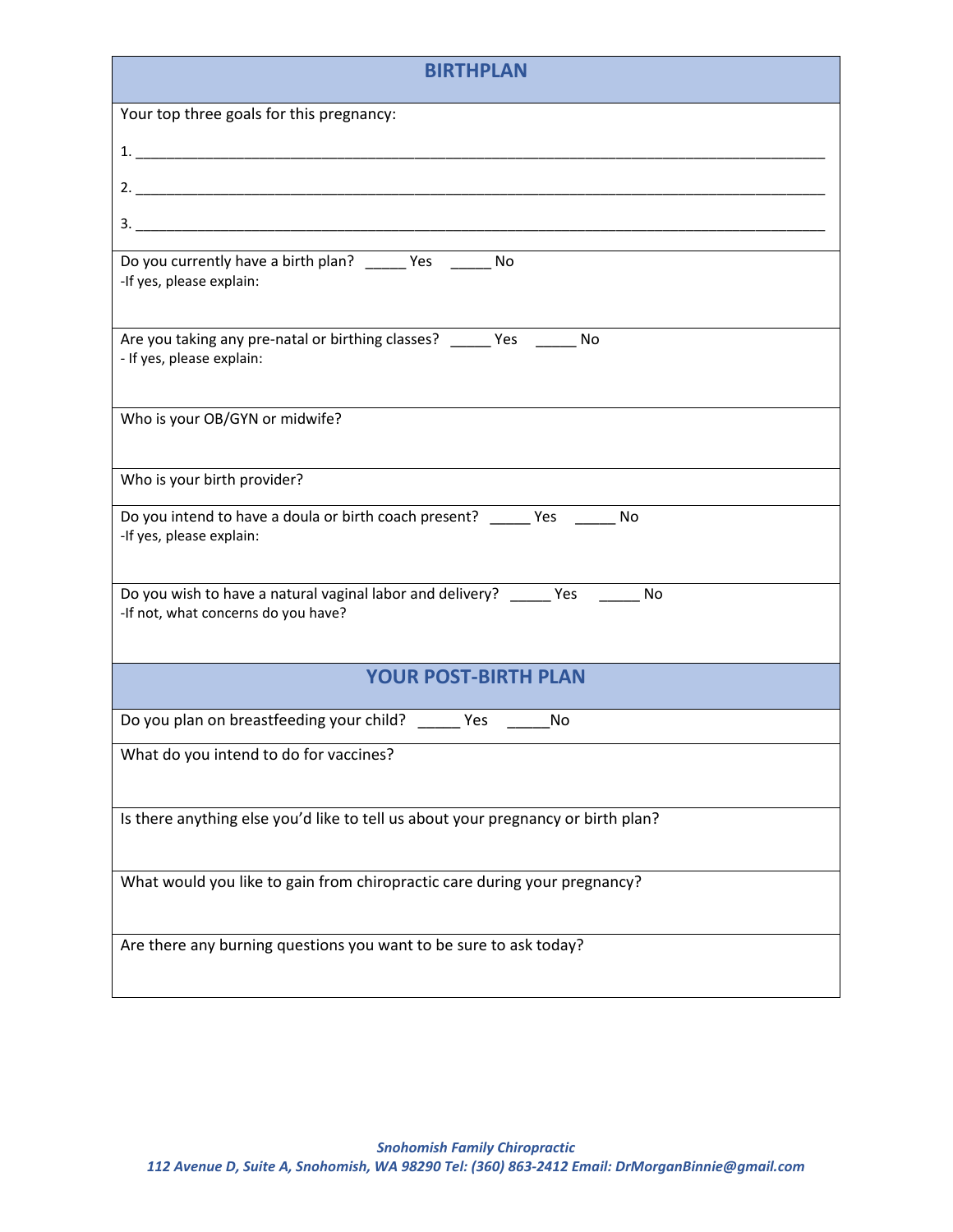## BIRTHPLAN

Your top three goals for this pregnancy:

1. ___________________________________________________________________________________

2. ___________________________________________________________________________________

3. ___________________________________________________________________________________

Do you currently have a birth plan? _____ Yes _____ No

-If yes, please explain:

Are you taking any pre-natal or birthing classes? _____ Yes _____ No

- If yes, please explain:

Who is your OB/GYN or midwife?

Who is your birth provider?

Do you intend to have a doula or birth coach present? _____ Yes _____ No

-If yes, please explain:

Do you wish to have a natural vaginal labor and delivery? _____ Yes _____ No

-If not, what concerns do you have?

## YOUR POST-BIRTH PLAN

Do you plan on breastfeeding your child? _____ Yes _____No

What do you intend to do for vaccines?

Is there anything else you'd like to tell us about your pregnancy or birth plan?

What would you like to gain from chiropractic care during your pregnancy?

Are there any burning questions you want to be sure to ask today?

***Snohomish Family Chiropractic***

***112 Avenue D, Suite A, Snohomish, WA 98290 Tel: (360) 863-2412 Email: DrMorganBinnie@gmail.com***